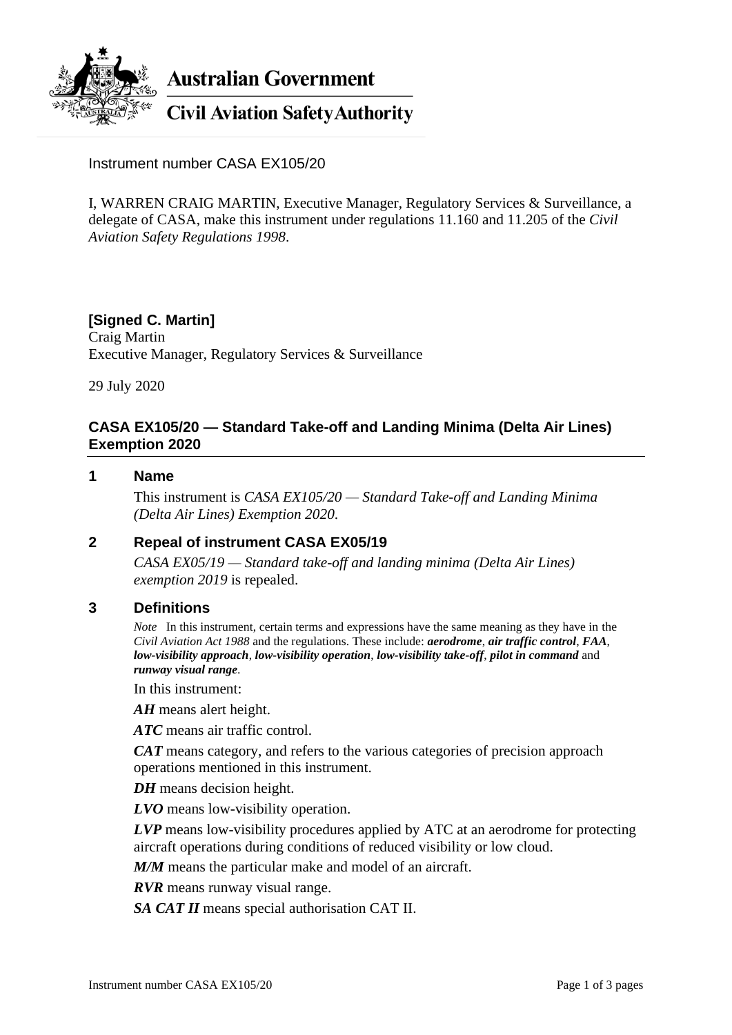**Australian Government**

**Civil Aviation Safety Authority**

Instrument number CASA EX105/20

I, WARREN CRAIG MARTIN, Executive Manager, Regulatory Services & Surveillance, a delegate of CASA, make this instrument under regulations 11.160 and 11.205 of the *Civil Aviation Safety Regulations 1998*.

**[Signed C. Martin]**
Craig Martin
Executive Manager, Regulatory Services & Surveillance

29 July 2020

## CASA EX105/20 — Standard Take-off and Landing Minima (Delta Air Lines) Exemption 2020

### 1 Name

This instrument is *CASA EX105/20 — Standard Take-off and Landing Minima (Delta Air Lines) Exemption 2020*.

### 2 Repeal of instrument CASA EX05/19

*CASA EX05/19 — Standard take-off and landing minima (Delta Air Lines) exemption 2019* is repealed.

### 3 Definitions

*Note* In this instrument, certain terms and expressions have the same meaning as they have in the *Civil Aviation Act 1988* and the regulations. These include: ***aerodrome***, ***air traffic control***, ***FAA***, ***low-visibility approach***, ***low-visibility operation***, ***low-visibility take-off***, ***pilot in command*** and ***runway visual range***.

In this instrument:

***AH*** means alert height.

***ATC*** means air traffic control.

***CAT*** means category, and refers to the various categories of precision approach operations mentioned in this instrument.

***DH*** means decision height.

***LVO*** means low-visibility operation.

***LVP*** means low-visibility procedures applied by ATC at an aerodrome for protecting aircraft operations during conditions of reduced visibility or low cloud.

***M/M*** means the particular make and model of an aircraft.

***RVR*** means runway visual range.

***SA CAT II*** means special authorisation CAT II.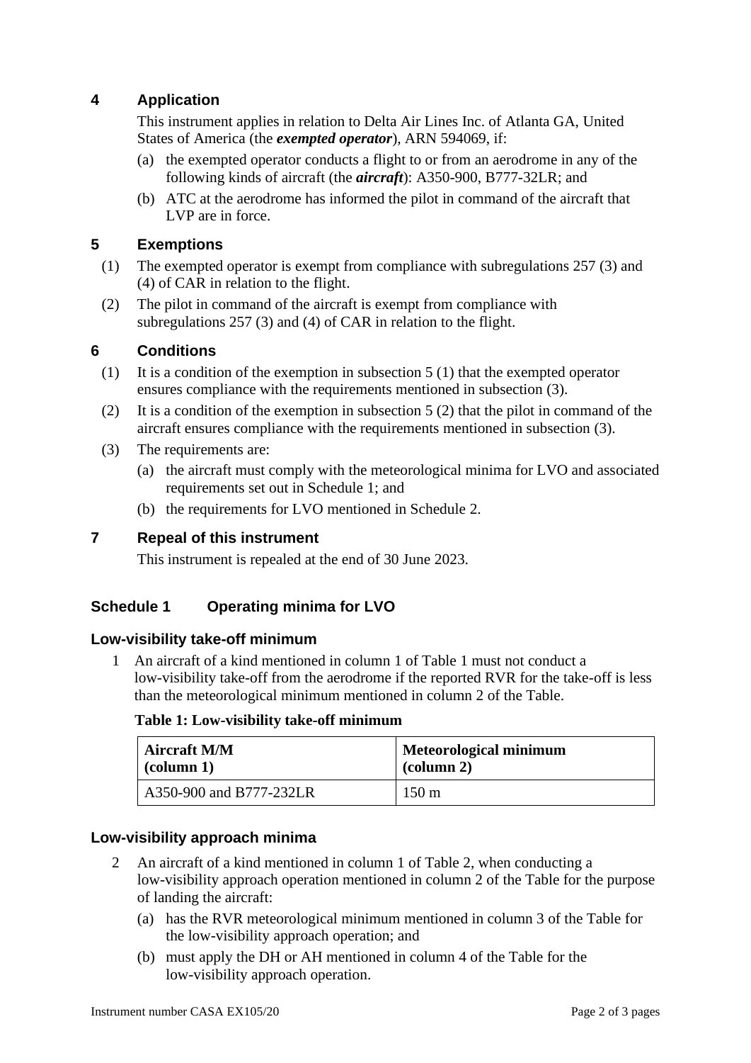## 4 Application

This instrument applies in relation to Delta Air Lines Inc. of Atlanta GA, United States of America (the ***exempted operator***), ARN 594069, if:

(a) the exempted operator conducts a flight to or from an aerodrome in any of the following kinds of aircraft (the ***aircraft***): A350-900, B777-32LR; and

(b) ATC at the aerodrome has informed the pilot in command of the aircraft that LVP are in force.

## 5 Exemptions

(1) The exempted operator is exempt from compliance with subregulations 257 (3) and (4) of CAR in relation to the flight.

(2) The pilot in command of the aircraft is exempt from compliance with subregulations 257 (3) and (4) of CAR in relation to the flight.

## 6 Conditions

(1) It is a condition of the exemption in subsection 5 (1) that the exempted operator ensures compliance with the requirements mentioned in subsection (3).

(2) It is a condition of the exemption in subsection 5 (2) that the pilot in command of the aircraft ensures compliance with the requirements mentioned in subsection (3).

(3) The requirements are:

(a) the aircraft must comply with the meteorological minima for LVO and associated requirements set out in Schedule 1; and

(b) the requirements for LVO mentioned in Schedule 2.

## 7 Repeal of this instrument

This instrument is repealed at the end of 30 June 2023.

## Schedule 1 Operating minima for LVO

### Low-visibility take-off minimum

1 An aircraft of a kind mentioned in column 1 of Table 1 must not conduct a low-visibility take-off from the aerodrome if the reported RVR for the take-off is less than the meteorological minimum mentioned in column 2 of the Table.

**Table 1: Low-visibility take-off minimum**

| Aircraft M/M (column 1) | Meteorological minimum (column 2) |
|---|---|
| A350-900 and B777-232LR | 150 m |

### Low-visibility approach minima

2 An aircraft of a kind mentioned in column 1 of Table 2, when conducting a low-visibility approach operation mentioned in column 2 of the Table for the purpose of landing the aircraft:

(a) has the RVR meteorological minimum mentioned in column 3 of the Table for the low-visibility approach operation; and

(b) must apply the DH or AH mentioned in column 4 of the Table for the low-visibility approach operation.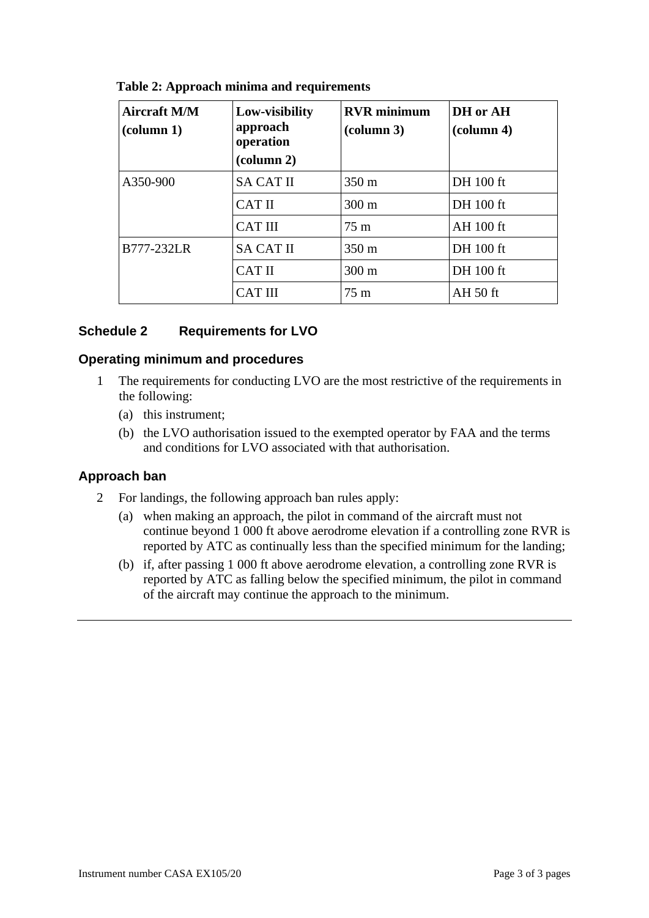**Table 2: Approach minima and requirements**

| Aircraft M/M (column 1) | Low-visibility approach operation (column 2) | RVR minimum (column 3) | DH or AH (column 4) |
|---|---|---|---|
| A350-900 | SA CAT II | 350 m | DH 100 ft |
| | CAT II | 300 m | DH 100 ft |
| | CAT III | 75 m | AH 100 ft |
| B777-232LR | SA CAT II | 350 m | DH 100 ft |
| | CAT II | 300 m | DH 100 ft |
| | CAT III | 75 m | AH 50 ft |

## Schedule 2 Requirements for LVO

### Operating minimum and procedures

1 The requirements for conducting LVO are the most restrictive of the requirements in the following:

(a) this instrument;

(b) the LVO authorisation issued to the exempted operator by FAA and the terms and conditions for LVO associated with that authorisation.

### Approach ban

2 For landings, the following approach ban rules apply:

(a) when making an approach, the pilot in command of the aircraft must not continue beyond 1 000 ft above aerodrome elevation if a controlling zone RVR is reported by ATC as continually less than the specified minimum for the landing;

(b) if, after passing 1 000 ft above aerodrome elevation, a controlling zone RVR is reported by ATC as falling below the specified minimum, the pilot in command of the aircraft may continue the approach to the minimum.